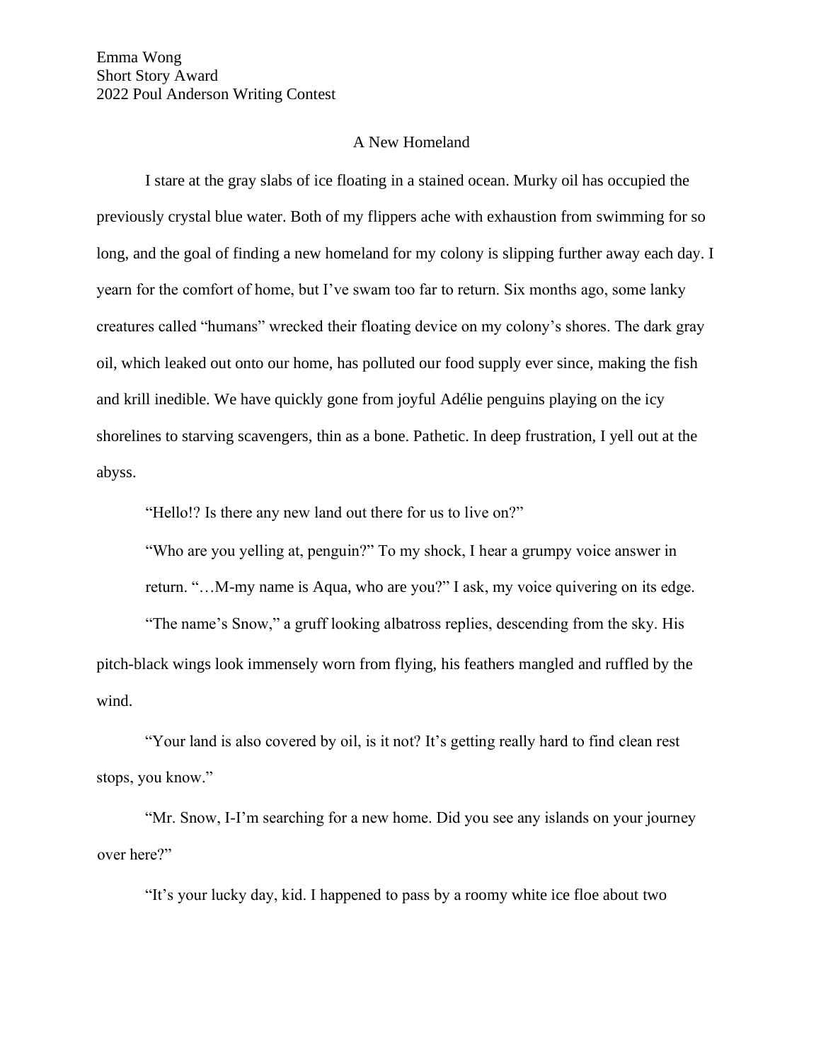Emma Wong
Short Story Award
2022 Poul Anderson Writing Contest

# A New Homeland

I stare at the gray slabs of ice floating in a stained ocean. Murky oil has occupied the previously crystal blue water. Both of my flippers ache with exhaustion from swimming for so long, and the goal of finding a new homeland for my colony is slipping further away each day. I yearn for the comfort of home, but I've swam too far to return. Six months ago, some lanky creatures called "humans" wrecked their floating device on my colony's shores. The dark gray oil, which leaked out onto our home, has polluted our food supply ever since, making the fish and krill inedible. We have quickly gone from joyful Adélie penguins playing on the icy shorelines to starving scavengers, thin as a bone. Pathetic. In deep frustration, I yell out at the abyss.

"Hello!? Is there any new land out there for us to live on?"

"Who are you yelling at, penguin?" To my shock, I hear a grumpy voice answer in return. "…M-my name is Aqua, who are you?" I ask, my voice quivering on its edge.

"The name's Snow," a gruff looking albatross replies, descending from the sky. His pitch-black wings look immensely worn from flying, his feathers mangled and ruffled by the wind.

"Your land is also covered by oil, is it not? It's getting really hard to find clean rest stops, you know."

"Mr. Snow, I-I'm searching for a new home. Did you see any islands on your journey over here?"

"It's your lucky day, kid. I happened to pass by a roomy white ice floe about two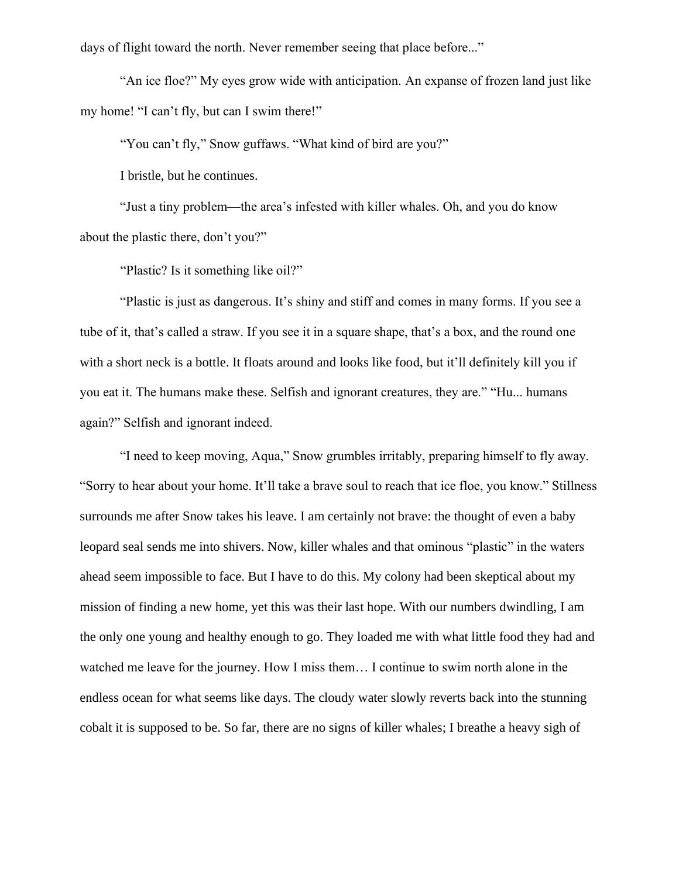days of flight toward the north. Never remember seeing that place before..."

"An ice floe?" My eyes grow wide with anticipation. An expanse of frozen land just like my home! "I can't fly, but can I swim there!"

"You can't fly," Snow guffaws. "What kind of bird are you?"

I bristle, but he continues.

"Just a tiny problem—the area's infested with killer whales. Oh, and you do know about the plastic there, don't you?"

"Plastic? Is it something like oil?"

"Plastic is just as dangerous. It's shiny and stiff and comes in many forms. If you see a tube of it, that's called a straw. If you see it in a square shape, that's a box, and the round one with a short neck is a bottle. It floats around and looks like food, but it'll definitely kill you if you eat it. The humans make these. Selfish and ignorant creatures, they are." "Hu... humans again?" Selfish and ignorant indeed.

"I need to keep moving, Aqua," Snow grumbles irritably, preparing himself to fly away. "Sorry to hear about your home. It'll take a brave soul to reach that ice floe, you know." Stillness surrounds me after Snow takes his leave. I am certainly not brave: the thought of even a baby leopard seal sends me into shivers. Now, killer whales and that ominous "plastic" in the waters ahead seem impossible to face. But I have to do this. My colony had been skeptical about my mission of finding a new home, yet this was their last hope. With our numbers dwindling, I am the only one young and healthy enough to go. They loaded me with what little food they had and watched me leave for the journey. How I miss them… I continue to swim north alone in the endless ocean for what seems like days. The cloudy water slowly reverts back into the stunning cobalt it is supposed to be. So far, there are no signs of killer whales; I breathe a heavy sigh of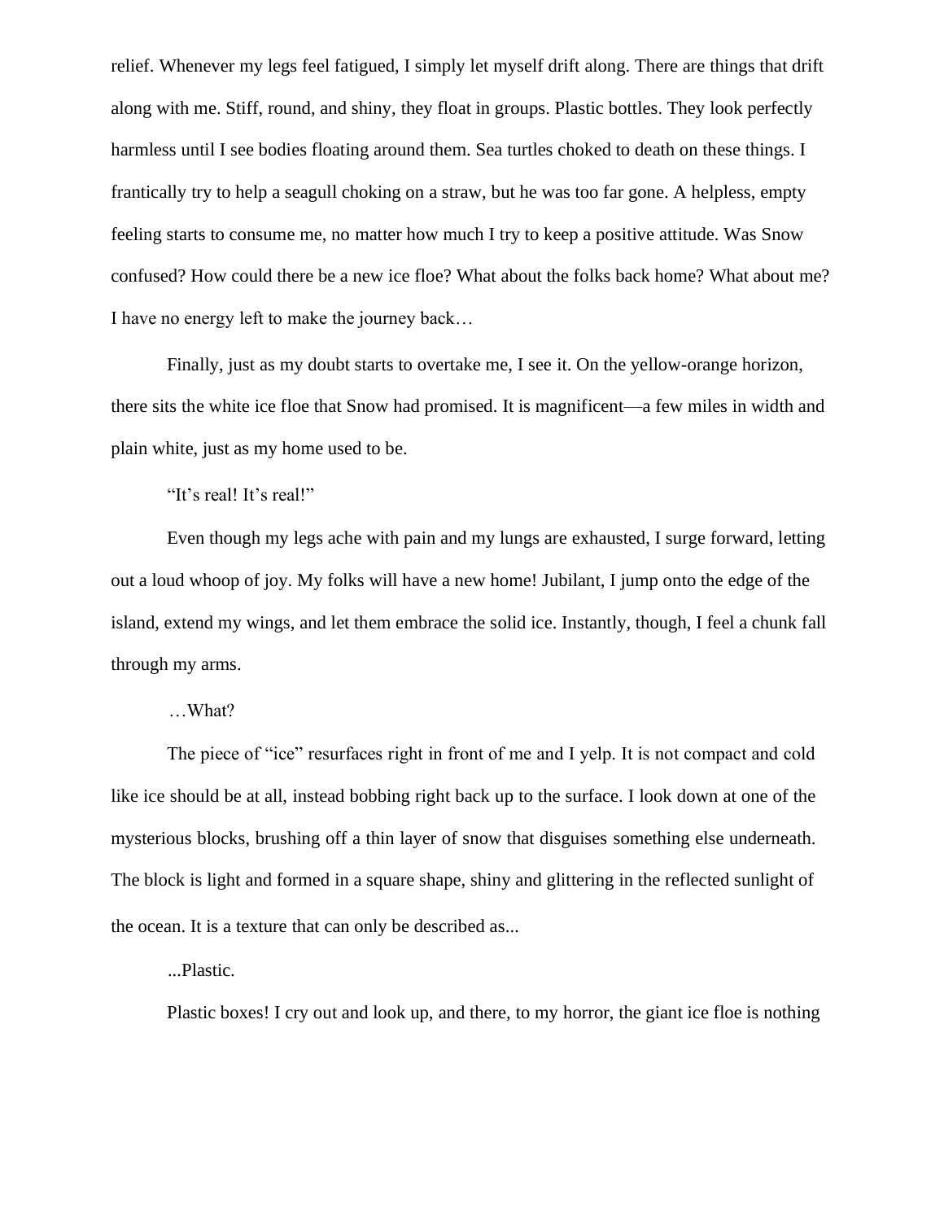relief. Whenever my legs feel fatigued, I simply let myself drift along. There are things that drift along with me. Stiff, round, and shiny, they float in groups. Plastic bottles. They look perfectly harmless until I see bodies floating around them. Sea turtles choked to death on these things. I frantically try to help a seagull choking on a straw, but he was too far gone. A helpless, empty feeling starts to consume me, no matter how much I try to keep a positive attitude. Was Snow confused? How could there be a new ice floe? What about the folks back home? What about me? I have no energy left to make the journey back…

Finally, just as my doubt starts to overtake me, I see it. On the yellow-orange horizon, there sits the white ice floe that Snow had promised. It is magnificent—a few miles in width and plain white, just as my home used to be.

"It's real! It's real!"

Even though my legs ache with pain and my lungs are exhausted, I surge forward, letting out a loud whoop of joy. My folks will have a new home! Jubilant, I jump onto the edge of the island, extend my wings, and let them embrace the solid ice. Instantly, though, I feel a chunk fall through my arms.

…What?

The piece of "ice" resurfaces right in front of me and I yelp. It is not compact and cold like ice should be at all, instead bobbing right back up to the surface. I look down at one of the mysterious blocks, brushing off a thin layer of snow that disguises something else underneath. The block is light and formed in a square shape, shiny and glittering in the reflected sunlight of the ocean. It is a texture that can only be described as...

...Plastic.

Plastic boxes! I cry out and look up, and there, to my horror, the giant ice floe is nothing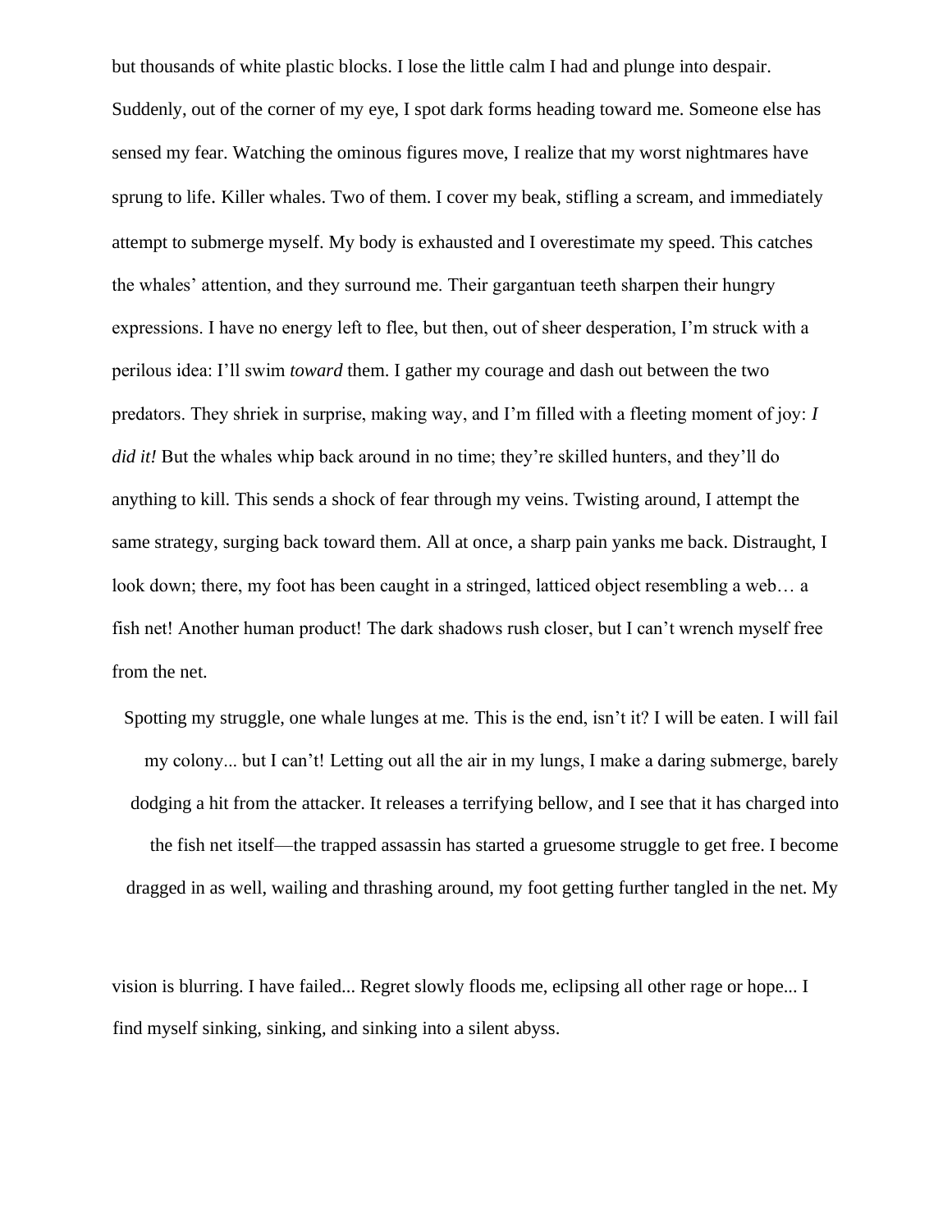but thousands of white plastic blocks. I lose the little calm I had and plunge into despair. Suddenly, out of the corner of my eye, I spot dark forms heading toward me. Someone else has sensed my fear. Watching the ominous figures move, I realize that my worst nightmares have sprung to life. Killer whales. Two of them. I cover my beak, stifling a scream, and immediately attempt to submerge myself. My body is exhausted and I overestimate my speed. This catches the whales' attention, and they surround me. Their gargantuan teeth sharpen their hungry expressions. I have no energy left to flee, but then, out of sheer desperation, I'm struck with a perilous idea: I'll swim *toward* them. I gather my courage and dash out between the two predators. They shriek in surprise, making way, and I'm filled with a fleeting moment of joy: *I did it!* But the whales whip back around in no time; they're skilled hunters, and they'll do anything to kill. This sends a shock of fear through my veins. Twisting around, I attempt the same strategy, surging back toward them. All at once, a sharp pain yanks me back. Distraught, I look down; there, my foot has been caught in a stringed, latticed object resembling a web… a fish net! Another human product! The dark shadows rush closer, but I can't wrench myself free from the net.

Spotting my struggle, one whale lunges at me. This is the end, isn't it? I will be eaten. I will fail my colony... but I can't! Letting out all the air in my lungs, I make a daring submerge, barely dodging a hit from the attacker. It releases a terrifying bellow, and I see that it has charged into the fish net itself—the trapped assassin has started a gruesome struggle to get free. I become dragged in as well, wailing and thrashing around, my foot getting further tangled in the net. My vision is blurring. I have failed... Regret slowly floods me, eclipsing all other rage or hope... I find myself sinking, sinking, and sinking into a silent abyss.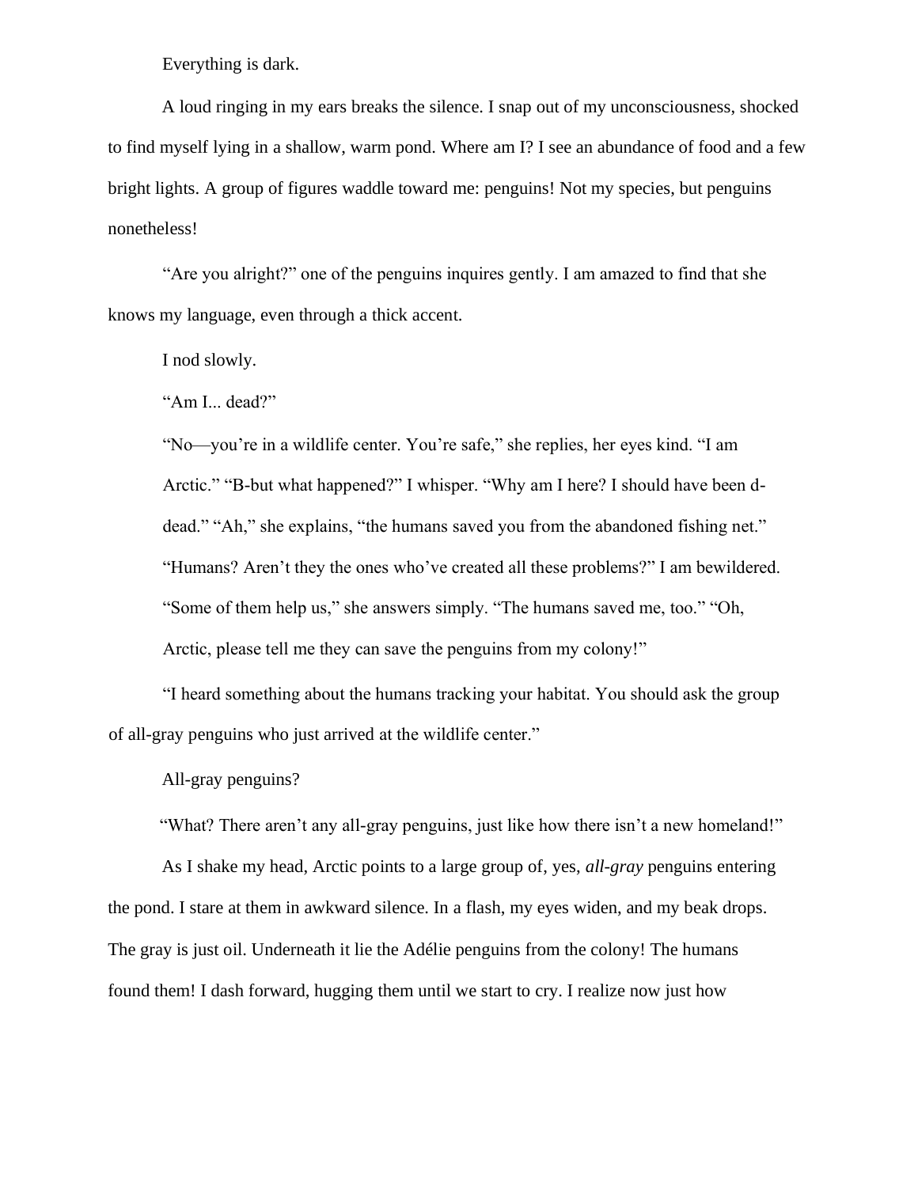Everything is dark.

A loud ringing in my ears breaks the silence. I snap out of my unconsciousness, shocked to find myself lying in a shallow, warm pond. Where am I? I see an abundance of food and a few bright lights. A group of figures waddle toward me: penguins! Not my species, but penguins nonetheless!

"Are you alright?" one of the penguins inquires gently. I am amazed to find that she knows my language, even through a thick accent.

I nod slowly.

"Am I... dead?"

"No—you're in a wildlife center. You're safe," she replies, her eyes kind. "I am Arctic." "B-but what happened?" I whisper. "Why am I here? I should have been d-dead." "Ah," she explains, "the humans saved you from the abandoned fishing net." "Humans? Aren't they the ones who've created all these problems?" I am bewildered. "Some of them help us," she answers simply. "The humans saved me, too." "Oh, Arctic, please tell me they can save the penguins from my colony!"

"I heard something about the humans tracking your habitat. You should ask the group of all-gray penguins who just arrived at the wildlife center."

All-gray penguins?

"What? There aren't any all-gray penguins, just like how there isn't a new homeland!"

As I shake my head, Arctic points to a large group of, yes, *all-gray* penguins entering the pond. I stare at them in awkward silence. In a flash, my eyes widen, and my beak drops. The gray is just oil. Underneath it lie the Adélie penguins from the colony! The humans found them! I dash forward, hugging them until we start to cry. I realize now just how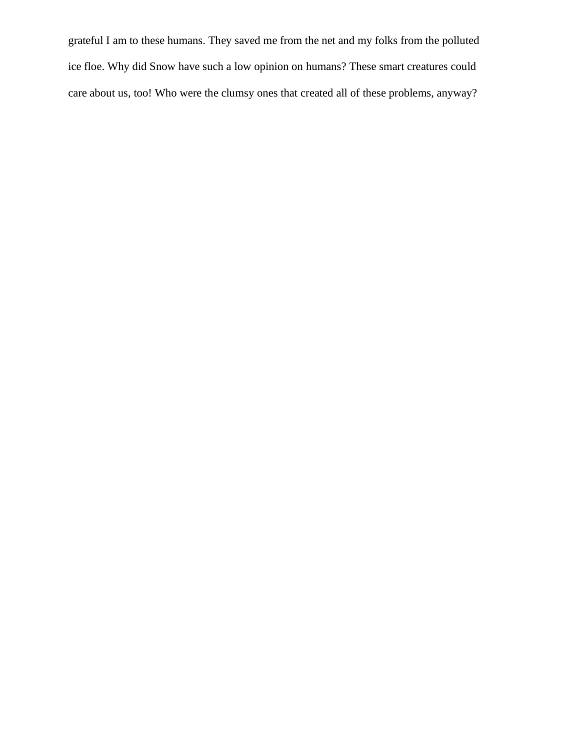grateful I am to these humans. They saved me from the net and my folks from the polluted ice floe. Why did Snow have such a low opinion on humans? These smart creatures could care about us, too! Who were the clumsy ones that created all of these problems, anyway?